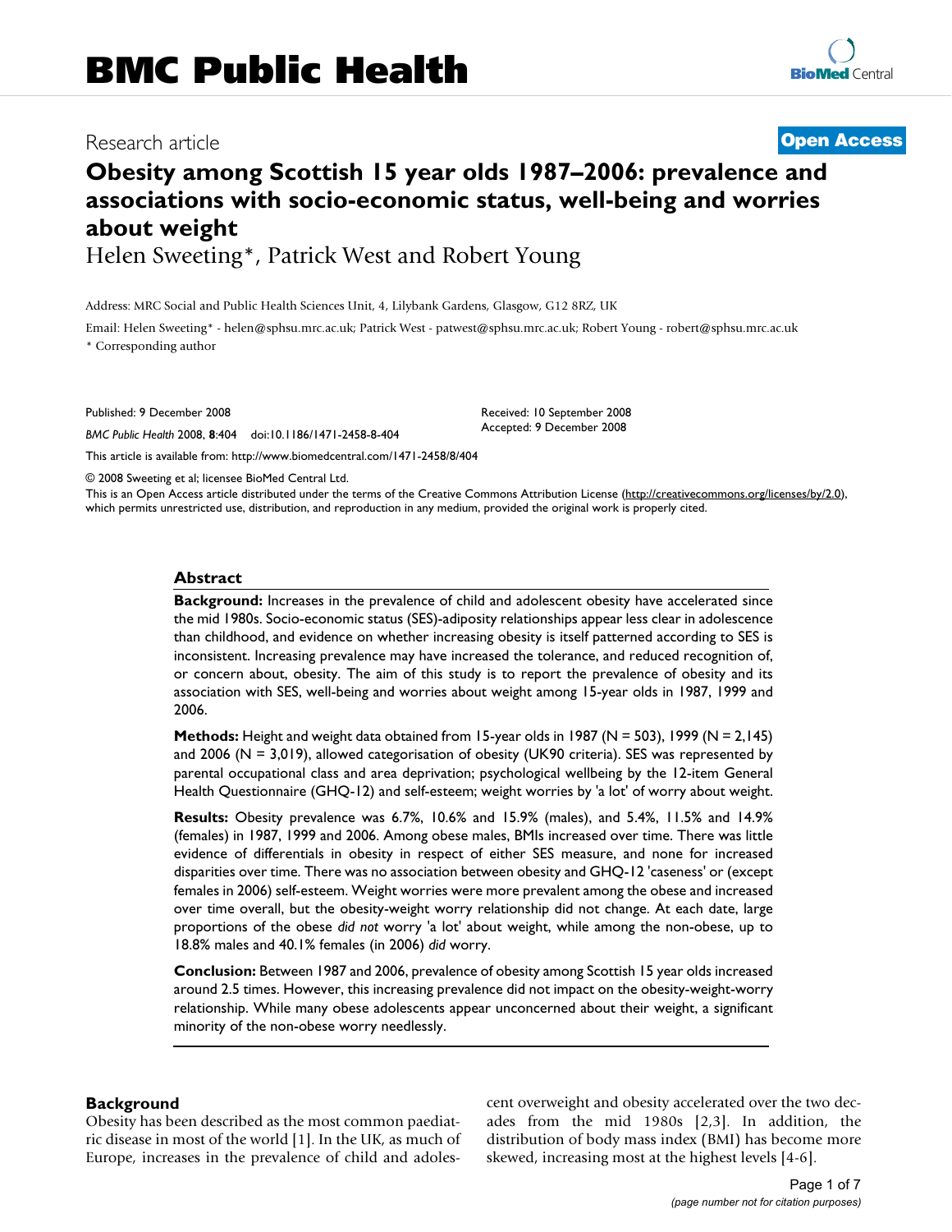Research article

**Open Access**

# Obesity among Scottish 15 year olds 1987–2006: prevalence and associations with socio-economic status, well-being and worries about weight

Helen Sweeting*, Patrick West and Robert Young

Address: MRC Social and Public Health Sciences Unit, 4, Lilybank Gardens, Glasgow, G12 8RZ, UK

Email: Helen Sweeting* - helen@sphsu.mrc.ac.uk; Patrick West - patwest@sphsu.mrc.ac.uk; Robert Young - robert@sphsu.mrc.ac.uk

\* Corresponding author

Published: 9 December 2008

*BMC Public Health* 2008, **8**:404 doi:10.1186/1471-2458-8-404

Received: 10 September 2008
Accepted: 9 December 2008

This article is available from: http://www.biomedcentral.com/1471-2458/8/404

© 2008 Sweeting et al; licensee BioMed Central Ltd.

This is an Open Access article distributed under the terms of the Creative Commons Attribution License (http://creativecommons.org/licenses/by/2.0), which permits unrestricted use, distribution, and reproduction in any medium, provided the original work is properly cited.

## Abstract

**Background:** Increases in the prevalence of child and adolescent obesity have accelerated since the mid 1980s. Socio-economic status (SES)-adiposity relationships appear less clear in adolescence than childhood, and evidence on whether increasing obesity is itself patterned according to SES is inconsistent. Increasing prevalence may have increased the tolerance, and reduced recognition of, or concern about, obesity. The aim of this study is to report the prevalence of obesity and its association with SES, well-being and worries about weight among 15-year olds in 1987, 1999 and 2006.

**Methods:** Height and weight data obtained from 15-year olds in 1987 (N = 503), 1999 (N = 2,145) and 2006 (N = 3,019), allowed categorisation of obesity (UK90 criteria). SES was represented by parental occupational class and area deprivation; psychological wellbeing by the 12-item General Health Questionnaire (GHQ-12) and self-esteem; weight worries by 'a lot' of worry about weight.

**Results:** Obesity prevalence was 6.7%, 10.6% and 15.9% (males), and 5.4%, 11.5% and 14.9% (females) in 1987, 1999 and 2006. Among obese males, BMIs increased over time. There was little evidence of differentials in obesity in respect of either SES measure, and none for increased disparities over time. There was no association between obesity and GHQ-12 'caseness' or (except females in 2006) self-esteem. Weight worries were more prevalent among the obese and increased over time overall, but the obesity-weight worry relationship did not change. At each date, large proportions of the obese *did not* worry 'a lot' about weight, while among the non-obese, up to 18.8% males and 40.1% females (in 2006) *did* worry.

**Conclusion:** Between 1987 and 2006, prevalence of obesity among Scottish 15 year olds increased around 2.5 times. However, this increasing prevalence did not impact on the obesity-weight-worry relationship. While many obese adolescents appear unconcerned about their weight, a significant minority of the non-obese worry needlessly.

## Background

Obesity has been described as the most common paediatric disease in most of the world [1]. In the UK, as much of Europe, increases in the prevalence of child and adolescent overweight and obesity accelerated over the two decades from the mid 1980s [2,3]. In addition, the distribution of body mass index (BMI) has become more skewed, increasing most at the highest levels [4-6].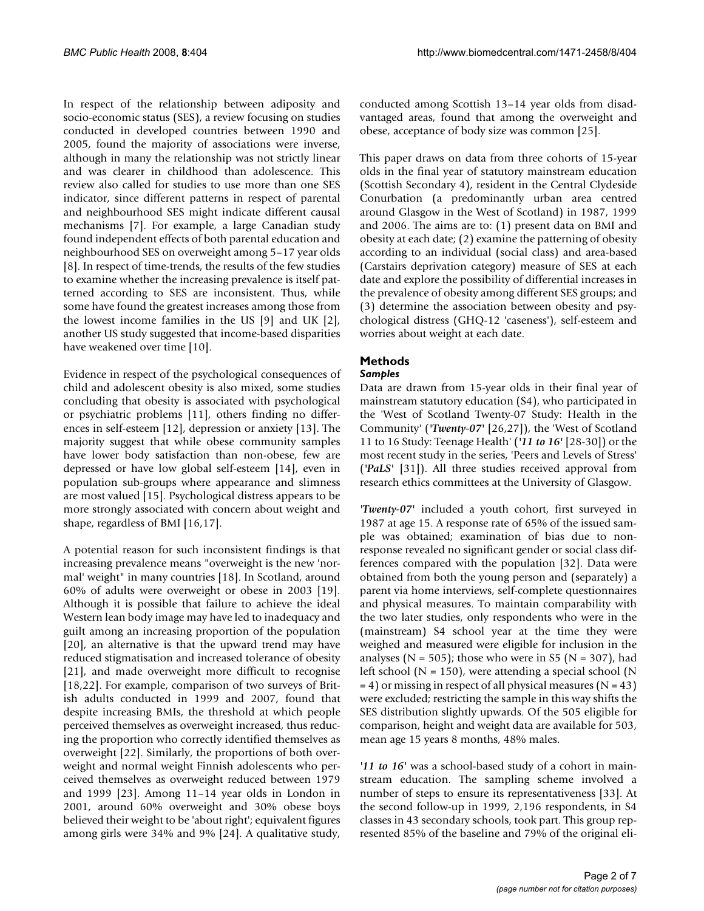In respect of the relationship between adiposity and socio-economic status (SES), a review focusing on studies conducted in developed countries between 1990 and 2005, found the majority of associations were inverse, although in many the relationship was not strictly linear and was clearer in childhood than adolescence. This review also called for studies to use more than one SES indicator, since different patterns in respect of parental and neighbourhood SES might indicate different causal mechanisms [7]. For example, a large Canadian study found independent effects of both parental education and neighbourhood SES on overweight among 5–17 year olds [8]. In respect of time-trends, the results of the few studies to examine whether the increasing prevalence is itself patterned according to SES are inconsistent. Thus, while some have found the greatest increases among those from the lowest income families in the US [9] and UK [2], another US study suggested that income-based disparities have weakened over time [10].

Evidence in respect of the psychological consequences of child and adolescent obesity is also mixed, some studies concluding that obesity is associated with psychological or psychiatric problems [11], others finding no differences in self-esteem [12], depression or anxiety [13]. The majority suggest that while obese community samples have lower body satisfaction than non-obese, few are depressed or have low global self-esteem [14], even in population sub-groups where appearance and slimness are most valued [15]. Psychological distress appears to be more strongly associated with concern about weight and shape, regardless of BMI [16,17].

A potential reason for such inconsistent findings is that increasing prevalence means "overweight is the new 'normal' weight" in many countries [18]. In Scotland, around 60% of adults were overweight or obese in 2003 [19]. Although it is possible that failure to achieve the ideal Western lean body image may have led to inadequacy and guilt among an increasing proportion of the population [20], an alternative is that the upward trend may have reduced stigmatisation and increased tolerance of obesity [21], and made overweight more difficult to recognise [18,22]. For example, comparison of two surveys of British adults conducted in 1999 and 2007, found that despite increasing BMIs, the threshold at which people perceived themselves as overweight increased, thus reducing the proportion who correctly identified themselves as overweight [22]. Similarly, the proportions of both overweight and normal weight Finnish adolescents who perceived themselves as overweight reduced between 1979 and 1999 [23]. Among 11–14 year olds in London in 2001, around 60% overweight and 30% obese boys believed their weight to be 'about right'; equivalent figures among girls were 34% and 9% [24]. A qualitative study, conducted among Scottish 13–14 year olds from disadvantaged areas, found that among the overweight and obese, acceptance of body size was common [25].

This paper draws on data from three cohorts of 15-year olds in the final year of statutory mainstream education (Scottish Secondary 4), resident in the Central Clydeside Conurbation (a predominantly urban area centred around Glasgow in the West of Scotland) in 1987, 1999 and 2006. The aims are to: (1) present data on BMI and obesity at each date; (2) examine the patterning of obesity according to an individual (social class) and area-based (Carstairs deprivation category) measure of SES at each date and explore the possibility of differential increases in the prevalence of obesity among different SES groups; and (3) determine the association between obesity and psychological distress (GHQ-12 'caseness'), self-esteem and worries about weight at each date.

## Methods

### Samples

Data are drawn from 15-year olds in their final year of mainstream statutory education (S4), who participated in the 'West of Scotland Twenty-07 Study: Health in the Community' ('***Twenty-07***' [26,27]), the 'West of Scotland 11 to 16 Study: Teenage Health' ('***11 to 16***' [28-30]) or the most recent study in the series, 'Peers and Levels of Stress' ('***PaLS***' [31]). All three studies received approval from research ethics committees at the University of Glasgow.

'***Twenty-07***' included a youth cohort, first surveyed in 1987 at age 15. A response rate of 65% of the issued sample was obtained; examination of bias due to non-response revealed no significant gender or social class differences compared with the population [32]. Data were obtained from both the young person and (separately) a parent via home interviews, self-complete questionnaires and physical measures. To maintain comparability with the two later studies, only respondents who were in the (mainstream) S4 school year at the time they were weighed and measured were eligible for inclusion in the analyses (N = 505); those who were in S5 (N = 307), had left school (N = 150), were attending a special school (N = 4) or missing in respect of all physical measures (N = 43) were excluded; restricting the sample in this way shifts the SES distribution slightly upwards. Of the 505 eligible for comparison, height and weight data are available for 503, mean age 15 years 8 months, 48% males.

'***11 to 16***' was a school-based study of a cohort in mainstream education. The sampling scheme involved a number of steps to ensure its representativeness [33]. At the second follow-up in 1999, 2,196 respondents, in S4 classes in 43 secondary schools, took part. This group represented 85% of the baseline and 79% of the original eli-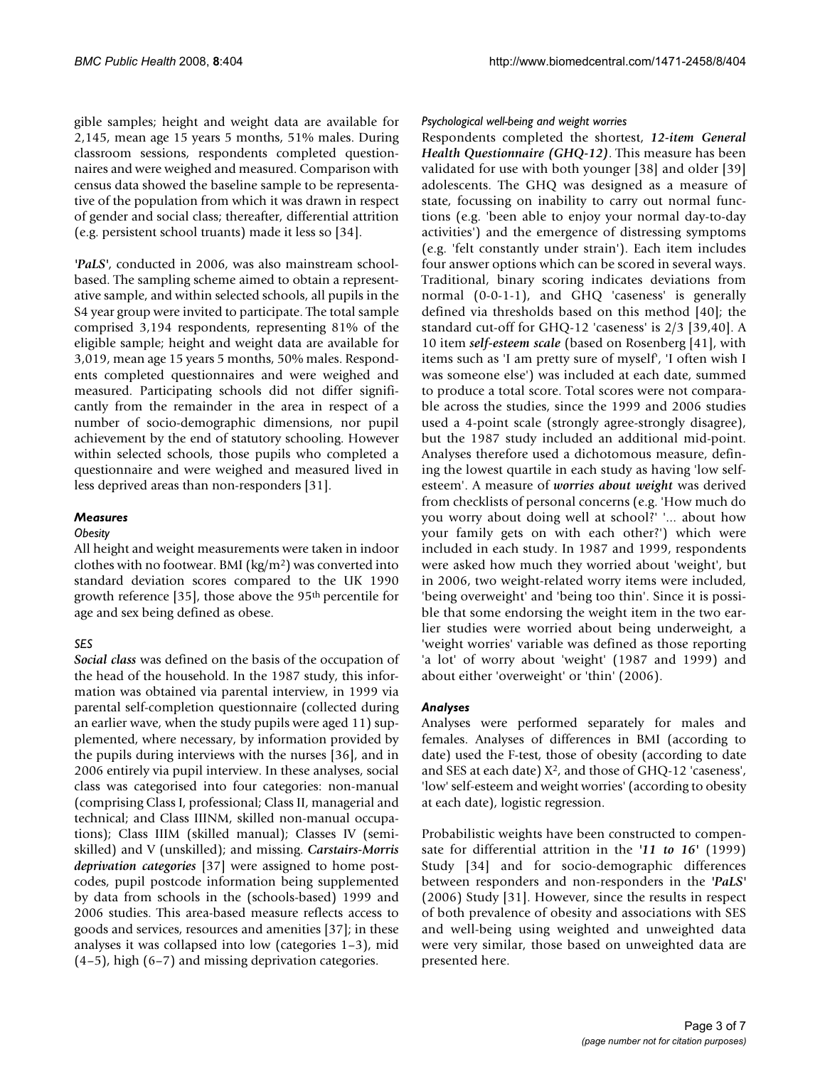gible samples; height and weight data are available for 2,145, mean age 15 years 5 months, 51% males. During classroom sessions, respondents completed questionnaires and were weighed and measured. Comparison with census data showed the baseline sample to be representative of the population from which it was drawn in respect of gender and social class; thereafter, differential attrition (e.g. persistent school truants) made it less so [34].

*'PaLS'*, conducted in 2006, was also mainstream school-based. The sampling scheme aimed to obtain a representative sample, and within selected schools, all pupils in the S4 year group were invited to participate. The total sample comprised 3,194 respondents, representing 81% of the eligible sample; height and weight data are available for 3,019, mean age 15 years 5 months, 50% males. Respondents completed questionnaires and were weighed and measured. Participating schools did not differ significantly from the remainder in the area in respect of a number of socio-demographic dimensions, nor pupil achievement by the end of statutory schooling. However within selected schools, those pupils who completed a questionnaire and were weighed and measured lived in less deprived areas than non-responders [31].

### Measures

#### Obesity

All height and weight measurements were taken in indoor clothes with no footwear. BMI (kg/m$^2$) was converted into standard deviation scores compared to the UK 1990 growth reference [35], those above the 95$^{th}$ percentile for age and sex being defined as obese.

#### SES

***Social class*** was defined on the basis of the occupation of the head of the household. In the 1987 study, this information was obtained via parental interview, in 1999 via parental self-completion questionnaire (collected during an earlier wave, when the study pupils were aged 11) supplemented, where necessary, by information provided by the pupils during interviews with the nurses [36], and in 2006 entirely via pupil interview. In these analyses, social class was categorised into four categories: non-manual (comprising Class I, professional; Class II, managerial and technical; and Class IIINM, skilled non-manual occupations); Class IIIM (skilled manual); Classes IV (semi-skilled) and V (unskilled); and missing. ***Carstairs-Morris deprivation categories*** [37] were assigned to home postcodes, pupil postcode information being supplemented by data from schools in the (schools-based) 1999 and 2006 studies. This area-based measure reflects access to goods and services, resources and amenities [37]; in these analyses it was collapsed into low (categories 1–3), mid (4–5), high (6–7) and missing deprivation categories.

#### Psychological well-being and weight worries

Respondents completed the shortest, ***12-item General Health Questionnaire (GHQ-12)***. This measure has been validated for use with both younger [38] and older [39] adolescents. The GHQ was designed as a measure of state, focussing on inability to carry out normal functions (e.g. 'been able to enjoy your normal day-to-day activities') and the emergence of distressing symptoms (e.g. 'felt constantly under strain'). Each item includes four answer options which can be scored in several ways. Traditional, binary scoring indicates deviations from normal (0-0-1-1), and GHQ 'caseness' is generally defined via thresholds based on this method [40]; the standard cut-off for GHQ-12 'caseness' is 2/3 [39,40]. A 10 item ***self-esteem scale*** (based on Rosenberg [41], with items such as 'I am pretty sure of myself', 'I often wish I was someone else') was included at each date, summed to produce a total score. Total scores were not comparable across the studies, since the 1999 and 2006 studies used a 4-point scale (strongly agree-strongly disagree), but the 1987 study included an additional mid-point. Analyses therefore used a dichotomous measure, defining the lowest quartile in each study as having 'low self-esteem'. A measure of ***worries about weight*** was derived from checklists of personal concerns (e.g. 'How much do you worry about doing well at school?' '... about how your family gets on with each other?') which were included in each study. In 1987 and 1999, respondents were asked how much they worried about 'weight', but in 2006, two weight-related worry items were included, 'being overweight' and 'being too thin'. Since it is possible that some endorsing the weight item in the two earlier studies were worried about being underweight, a 'weight worries' variable was defined as those reporting 'a lot' of worry about 'weight' (1987 and 1999) and about either 'overweight' or 'thin' (2006).

### Analyses

Analyses were performed separately for males and females. Analyses of differences in BMI (according to date) used the F-test, those of obesity (according to date and SES at each date) $X^2$, and those of GHQ-12 'caseness', 'low' self-esteem and weight worries' (according to obesity at each date), logistic regression.

Probabilistic weights have been constructed to compensate for differential attrition in the *'11 to 16'* (1999) Study [34] and for socio-demographic differences between responders and non-responders in the *'PaLS'* (2006) Study [31]. However, since the results in respect of both prevalence of obesity and associations with SES and well-being using weighted and unweighted data were very similar, those based on unweighted data are presented here.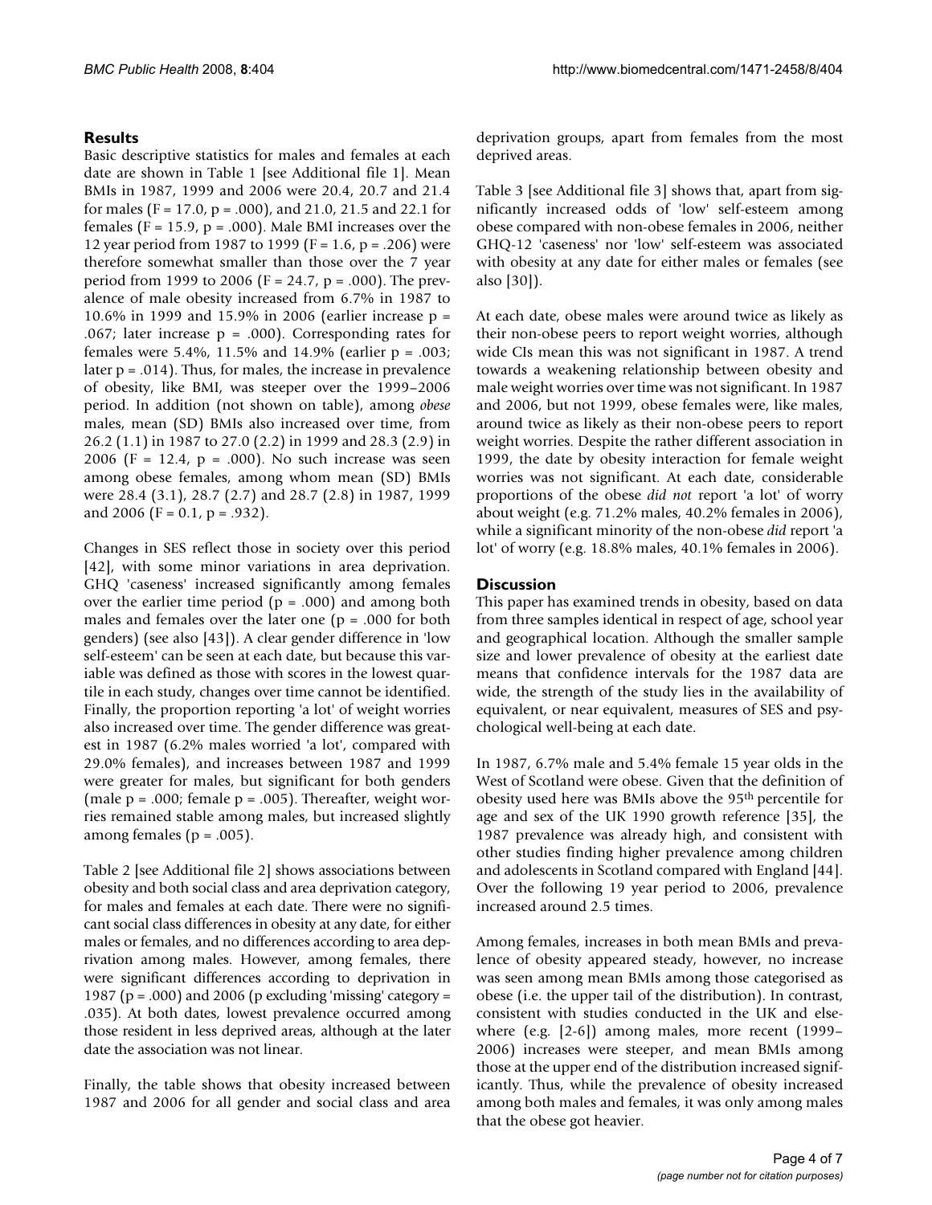## Results

Basic descriptive statistics for males and females at each date are shown in Table 1 [see Additional file 1]. Mean BMIs in 1987, 1999 and 2006 were 20.4, 20.7 and 21.4 for males ($F = 17.0$, $p = .000$), and 21.0, 21.5 and 22.1 for females ($F = 15.9$, $p = .000$). Male BMI increases over the 12 year period from 1987 to 1999 ($F = 1.6$, $p = .206$) were therefore somewhat smaller than those over the 7 year period from 1999 to 2006 ($F = 24.7$, $p = .000$). The prevalence of male obesity increased from 6.7% in 1987 to 10.6% in 1999 and 15.9% in 2006 (earlier increase $p = .067$; later increase $p = .000$). Corresponding rates for females were 5.4%, 11.5% and 14.9% (earlier $p = .003$; later $p = .014$). Thus, for males, the increase in prevalence of obesity, like BMI, was steeper over the 1999–2006 period. In addition (not shown on table), among *obese* males, mean (SD) BMIs also increased over time, from 26.2 (1.1) in 1987 to 27.0 (2.2) in 1999 and 28.3 (2.9) in 2006 ($F = 12.4$, $p = .000$). No such increase was seen among obese females, among whom mean (SD) BMIs were 28.4 (3.1), 28.7 (2.7) and 28.7 (2.8) in 1987, 1999 and 2006 ($F = 0.1$, $p = .932$).

Changes in SES reflect those in society over this period [42], with some minor variations in area deprivation. GHQ 'caseness' increased significantly among females over the earlier time period ($p = .000$) and among both males and females over the later one ($p = .000$ for both genders) (see also [43]). A clear gender difference in 'low self-esteem' can be seen at each date, but because this variable was defined as those with scores in the lowest quartile in each study, changes over time cannot be identified. Finally, the proportion reporting 'a lot' of weight worries also increased over time. The gender difference was greatest in 1987 (6.2% males worried 'a lot', compared with 29.0% females), and increases between 1987 and 1999 were greater for males, but significant for both genders (male $p = .000$; female $p = .005$). Thereafter, weight worries remained stable among males, but increased slightly among females ($p = .005$).

Table 2 [see Additional file 2] shows associations between obesity and both social class and area deprivation category, for males and females at each date. There were no significant social class differences in obesity at any date, for either males or females, and no differences according to area deprivation among males. However, among females, there were significant differences according to deprivation in 1987 ($p = .000$) and 2006 (p excluding 'missing' category = .035). At both dates, lowest prevalence occurred among those resident in less deprived areas, although at the later date the association was not linear.

Finally, the table shows that obesity increased between 1987 and 2006 for all gender and social class and area deprivation groups, apart from females from the most deprived areas.

Table 3 [see Additional file 3] shows that, apart from significantly increased odds of 'low' self-esteem among obese compared with non-obese females in 2006, neither GHQ-12 'caseness' nor 'low' self-esteem was associated with obesity at any date for either males or females (see also [30]).

At each date, obese males were around twice as likely as their non-obese peers to report weight worries, although wide CIs mean this was not significant in 1987. A trend towards a weakening relationship between obesity and male weight worries over time was not significant. In 1987 and 2006, but not 1999, obese females were, like males, around twice as likely as their non-obese peers to report weight worries. Despite the rather different association in 1999, the date by obesity interaction for female weight worries was not significant. At each date, considerable proportions of the obese *did not* report 'a lot' of worry about weight (e.g. 71.2% males, 40.2% females in 2006), while a significant minority of the non-obese *did* report 'a lot' of worry (e.g. 18.8% males, 40.1% females in 2006).

## Discussion

This paper has examined trends in obesity, based on data from three samples identical in respect of age, school year and geographical location. Although the smaller sample size and lower prevalence of obesity at the earliest date means that confidence intervals for the 1987 data are wide, the strength of the study lies in the availability of equivalent, or near equivalent, measures of SES and psychological well-being at each date.

In 1987, 6.7% male and 5.4% female 15 year olds in the West of Scotland were obese. Given that the definition of obesity used here was BMIs above the 95$^{th}$ percentile for age and sex of the UK 1990 growth reference [35], the 1987 prevalence was already high, and consistent with other studies finding higher prevalence among children and adolescents in Scotland compared with England [44]. Over the following 19 year period to 2006, prevalence increased around 2.5 times.

Among females, increases in both mean BMIs and prevalence of obesity appeared steady, however, no increase was seen among mean BMIs among those categorised as obese (i.e. the upper tail of the distribution). In contrast, consistent with studies conducted in the UK and elsewhere (e.g. [2-6]) among males, more recent (1999–2006) increases were steeper, and mean BMIs among those at the upper end of the distribution increased significantly. Thus, while the prevalence of obesity increased among both males and females, it was only among males that the obese got heavier.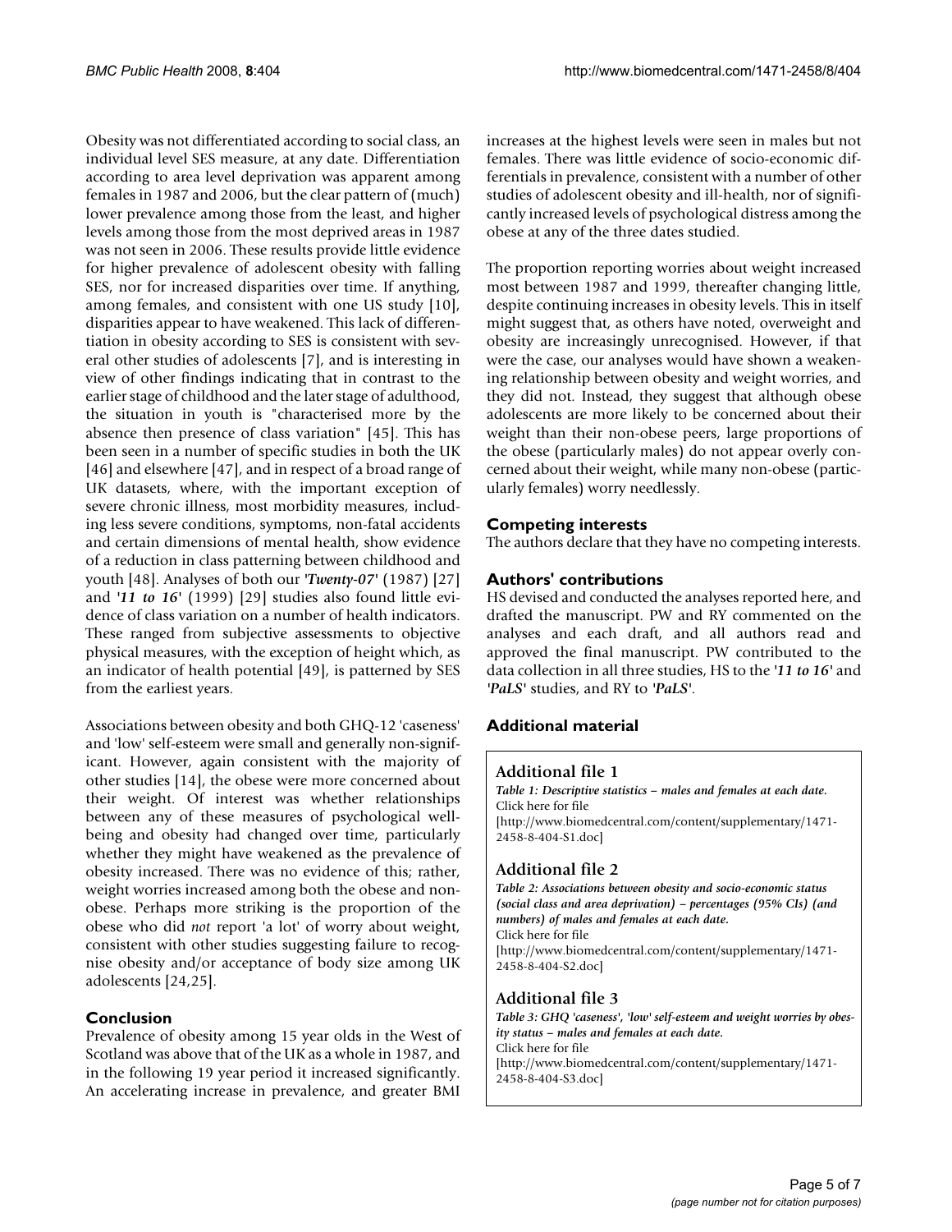Obesity was not differentiated according to social class, an individual level SES measure, at any date. Differentiation according to area level deprivation was apparent among females in 1987 and 2006, but the clear pattern of (much) lower prevalence among those from the least, and higher levels among those from the most deprived areas in 1987 was not seen in 2006. These results provide little evidence for higher prevalence of adolescent obesity with falling SES, nor for increased disparities over time. If anything, among females, and consistent with one US study [10], disparities appear to have weakened. This lack of differentiation in obesity according to SES is consistent with several other studies of adolescents [7], and is interesting in view of other findings indicating that in contrast to the earlier stage of childhood and the later stage of adulthood, the situation in youth is "characterised more by the absence then presence of class variation" [45]. This has been seen in a number of specific studies in both the UK [46] and elsewhere [47], and in respect of a broad range of UK datasets, where, with the important exception of severe chronic illness, most morbidity measures, including less severe conditions, symptoms, non-fatal accidents and certain dimensions of mental health, show evidence of a reduction in class patterning between childhood and youth [48]. Analyses of both our '***Twenty-07***' (1987) [27] and '***11 to 16***' (1999) [29] studies also found little evidence of class variation on a number of health indicators. These ranged from subjective assessments to objective physical measures, with the exception of height which, as an indicator of health potential [49], is patterned by SES from the earliest years.

Associations between obesity and both GHQ-12 'caseness' and 'low' self-esteem were small and generally non-significant. However, again consistent with the majority of other studies [14], the obese were more concerned about their weight. Of interest was whether relationships between any of these measures of psychological well-being and obesity had changed over time, particularly whether they might have weakened as the prevalence of obesity increased. There was no evidence of this; rather, weight worries increased among both the obese and non-obese. Perhaps more striking is the proportion of the obese who did *not* report 'a lot' of worry about weight, consistent with other studies suggesting failure to recognise obesity and/or acceptance of body size among UK adolescents [24,25].

## Conclusion

Prevalence of obesity among 15 year olds in the West of Scotland was above that of the UK as a whole in 1987, and in the following 19 year period it increased significantly. An accelerating increase in prevalence, and greater BMI increases at the highest levels were seen in males but not females. There was little evidence of socio-economic differentials in prevalence, consistent with a number of other studies of adolescent obesity and ill-health, nor of significantly increased levels of psychological distress among the obese at any of the three dates studied.

The proportion reporting worries about weight increased most between 1987 and 1999, thereafter changing little, despite continuing increases in obesity levels. This in itself might suggest that, as others have noted, overweight and obesity are increasingly unrecognised. However, if that were the case, our analyses would have shown a weakening relationship between obesity and weight worries, and they did not. Instead, they suggest that although obese adolescents are more likely to be concerned about their weight than their non-obese peers, large proportions of the obese (particularly males) do not appear overly concerned about their weight, while many non-obese (particularly females) worry needlessly.

## Competing interests

The authors declare that they have no competing interests.

## Authors' contributions

HS devised and conducted the analyses reported here, and drafted the manuscript. PW and RY commented on the analyses and each draft, and all authors read and approved the final manuscript. PW contributed to the data collection in all three studies, HS to the '***11 to 16***' and '***PaLS***' studies, and RY to '***PaLS***'.

## Additional material

### Additional file 1

*Table 1: Descriptive statistics – males and females at each date.*
Click here for file
[http://www.biomedcentral.com/content/supplementary/1471-2458-8-404-S1.doc]

### Additional file 2

*Table 2: Associations between obesity and socio-economic status (social class and area deprivation) – percentages (95% CIs) (and numbers) of males and females at each date.*
Click here for file
[http://www.biomedcentral.com/content/supplementary/1471-2458-8-404-S2.doc]

### Additional file 3

*Table 3: GHQ 'caseness', 'low' self-esteem and weight worries by obesity status – males and females at each date.*
Click here for file
[http://www.biomedcentral.com/content/supplementary/1471-2458-8-404-S3.doc]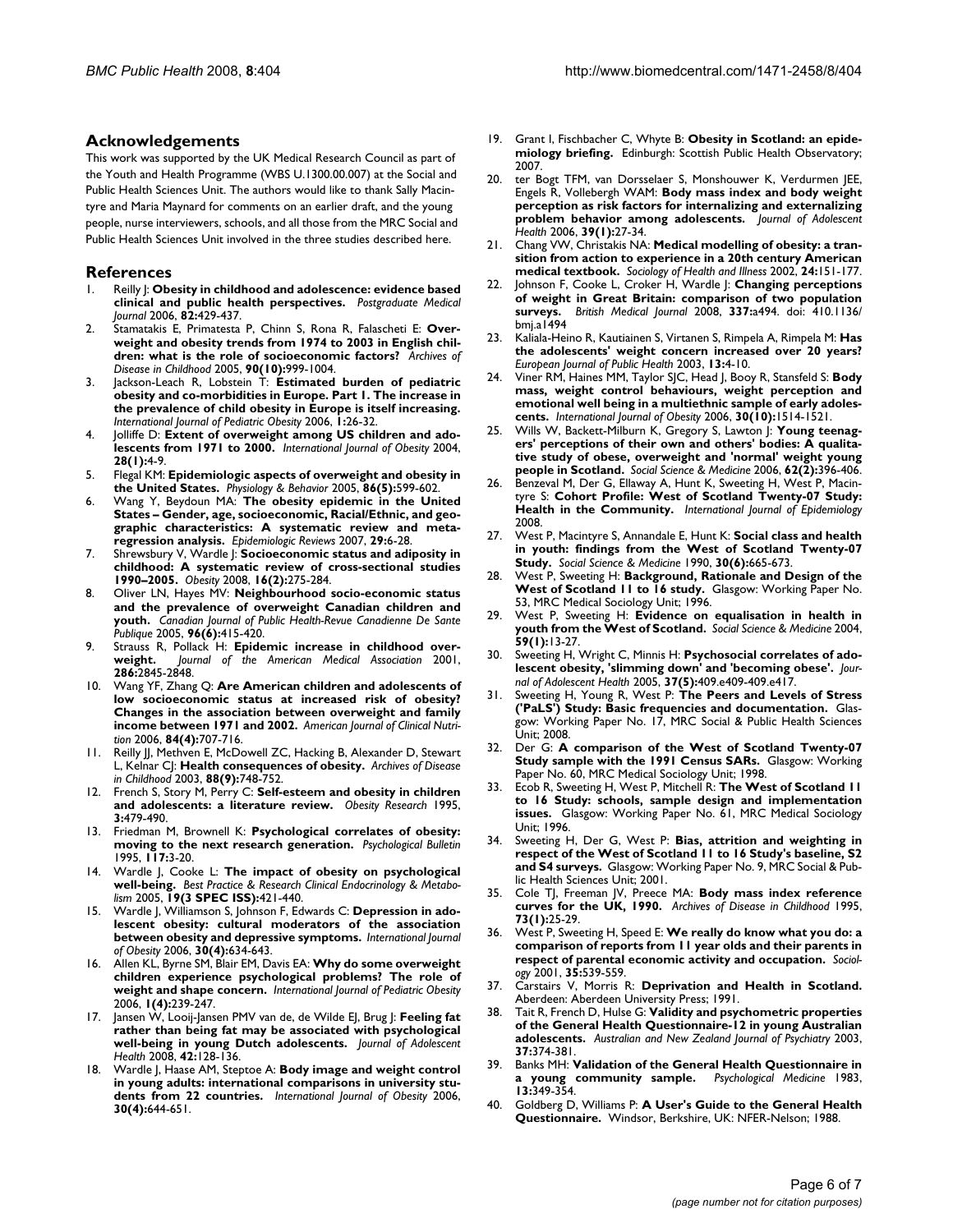## Acknowledgements

This work was supported by the UK Medical Research Council as part of the Youth and Health Programme (WBS U.1300.00.007) at the Social and Public Health Sciences Unit. The authors would like to thank Sally Macintyre and Maria Maynard for comments on an earlier draft, and the young people, nurse interviewers, schools, and all those from the MRC Social and Public Health Sciences Unit involved in the three studies described here.

## References

1. Reilly J: **Obesity in childhood and adolescence: evidence based clinical and public health perspectives.** *Postgraduate Medical Journal* 2006, **82:**429-437.
2. Stamatakis E, Primatesta P, Chinn S, Rona R, Falascheti E: **Overweight and obesity trends from 1974 to 2003 in English children: what is the role of socioeconomic factors?** *Archives of Disease in Childhood* 2005, **90(10):**999-1004.
3. Jackson-Leach R, Lobstein T: **Estimated burden of pediatric obesity and co-morbidities in Europe. Part 1. The increase in the prevalence of child obesity in Europe is itself increasing.** *International Journal of Pediatric Obesity* 2006, **1:**26-32.
4. Jolliffe D: **Extent of overweight among US children and adolescents from 1971 to 2000.** *International Journal of Obesity* 2004, **28(1):**4-9.
5. Flegal KM: **Epidemiologic aspects of overweight and obesity in the United States.** *Physiology & Behavior* 2005, **86(5):**599-602.
6. Wang Y, Beydoun MA: **The obesity epidemic in the United States – Gender, age, socioeconomic, Racial/Ethnic, and geographic characteristics: A systematic review and meta-regression analysis.** *Epidemiologic Reviews* 2007, **29:**6-28.
7. Shrewsbury V, Wardle J: **Socioeconomic status and adiposity in childhood: A systematic review of cross-sectional studies 1990–2005.** *Obesity* 2008, **16(2):**275-284.
8. Oliver LN, Hayes MV: **Neighbourhood socio-economic status and the prevalence of overweight Canadian children and youth.** *Canadian Journal of Public Health-Revue Canadienne De Sante Publique* 2005, **96(6):**415-420.
9. Strauss R, Pollack H: **Epidemic increase in childhood overweight.** *Journal of the American Medical Association* 2001, **286:**2845-2848.
10. Wang YF, Zhang Q: **Are American children and adolescents of low socioeconomic status at increased risk of obesity? Changes in the association between overweight and family income between 1971 and 2002.** *American Journal of Clinical Nutrition* 2006, **84(4):**707-716.
11. Reilly JJ, Methven E, McDowell ZC, Hacking B, Alexander D, Stewart L, Kelnar CJ: **Health consequences of obesity.** *Archives of Disease in Childhood* 2003, **88(9):**748-752.
12. French S, Story M, Perry C: **Self-esteem and obesity in children and adolescents: a literature review.** *Obesity Research* 1995, **3:**479-490.
13. Friedman M, Brownell K: **Psychological correlates of obesity: moving to the next research generation.** *Psychological Bulletin* 1995, **117:**3-20.
14. Wardle J, Cooke L: **The impact of obesity on psychological well-being.** *Best Practice & Research Clinical Endocrinology & Metabolism* 2005, **19(3 SPEC ISS):**421-440.
15. Wardle J, Williamson S, Johnson F, Edwards C: **Depression in adolescent obesity: cultural moderators of the association between obesity and depressive symptoms.** *International Journal of Obesity* 2006, **30(4):**634-643.
16. Allen KL, Byrne SM, Blair EM, Davis EA: **Why do some overweight children experience psychological problems? The role of weight and shape concern.** *International Journal of Pediatric Obesity* 2006, **1(4):**239-247.
17. Jansen W, Looij-Jansen PMV van de, de Wilde EJ, Brug J: **Feeling fat rather than being fat may be associated with psychological well-being in young Dutch adolescents.** *Journal of Adolescent Health* 2008, **42:**128-136.
18. Wardle J, Haase AM, Steptoe A: **Body image and weight control in young adults: international comparisons in university students from 22 countries.** *International Journal of Obesity* 2006, **30(4):**644-651.
19. Grant I, Fischbacher C, Whyte B: **Obesity in Scotland: an epidemiology briefing.** Edinburgh: Scottish Public Health Observatory; 2007.
20. ter Bogt TFM, van Dorsselaer S, Monshouwer K, Verdurmen JEE, Engels R, Vollebergh WAM: **Body mass index and body weight perception as risk factors for internalizing and externalizing problem behavior among adolescents.** *Journal of Adolescent Health* 2006, **39(1):**27-34.
21. Chang VW, Christakis NA: **Medical modelling of obesity: a transition from action to experience in a 20th century American medical textbook.** *Sociology of Health and Illness* 2002, **24:**151-177.
22. Johnson F, Cooke L, Croker H, Wardle J: **Changing perceptions of weight in Great Britain: comparison of two population surveys.** *British Medical Journal* 2008, **337:**a494. doi: 410.1136/bmj.a1494
23. Kaliala-Heino R, Kautiainen S, Virtanen S, Rimpela A, Rimpela M: **Has the adolescents' weight concern increased over 20 years?** *European Journal of Public Health* 2003, **13:**4-10.
24. Viner RM, Haines MM, Taylor SJC, Head J, Booy R, Stansfeld S: **Body mass, weight control behaviours, weight perception and emotional well being in a multiethnic sample of early adolescents.** *International Journal of Obesity* 2006, **30(10):**1514-1521.
25. Wills W, Backett-Milburn K, Gregory S, Lawton J: **Young teenagers' perceptions of their own and others' bodies: A qualitative study of obese, overweight and 'normal' weight young people in Scotland.** *Social Science & Medicine* 2006, **62(2):**396-406.
26. Benzeval M, Der G, Ellaway A, Hunt K, Sweeting H, West P, Macintyre S: **Cohort Profile: West of Scotland Twenty-07 Study: Health in the Community.** *International Journal of Epidemiology* 2008.
27. West P, Macintyre S, Annandale E, Hunt K: **Social class and health in youth: findings from the West of Scotland Twenty-07 Study.** *Social Science & Medicine* 1990, **30(6):**665-673.
28. West P, Sweeting H: **Background, Rationale and Design of the West of Scotland 11 to 16 study.** Glasgow: Working Paper No. 53, MRC Medical Sociology Unit; 1996.
29. West P, Sweeting H: **Evidence on equalisation in health in youth from the West of Scotland.** *Social Science & Medicine* 2004, **59(1):**13-27.
30. Sweeting H, Wright C, Minnis H: **Psychosocial correlates of adolescent obesity, 'slimming down' and 'becoming obese'.** *Journal of Adolescent Health* 2005, **37(5):**409.e409-409.e417.
31. Sweeting H, Young R, West P: **The Peers and Levels of Stress ('PaLS') Study: Basic frequencies and documentation.** Glasgow: Working Paper No. 17, MRC Social & Public Health Sciences Unit; 2008.
32. Der G: **A comparison of the West of Scotland Twenty-07 Study sample with the 1991 Census SARs.** Glasgow: Working Paper No. 60, MRC Medical Sociology Unit; 1998.
33. Ecob R, Sweeting H, West P, Mitchell R: **The West of Scotland 11 to 16 Study: schools, sample design and implementation issues.** Glasgow: Working Paper No. 61, MRC Medical Sociology Unit; 1996.
34. Sweeting H, Der G, West P: **Bias, attrition and weighting in respect of the West of Scotland 11 to 16 Study's baseline, S2 and S4 surveys.** Glasgow: Working Paper No. 9, MRC Social & Public Health Sciences Unit; 2001.
35. Cole TJ, Freeman JV, Preece MA: **Body mass index reference curves for the UK, 1990.** *Archives of Disease in Childhood* 1995, **73(1):**25-29.
36. West P, Sweeting H, Speed E: **We really do know what you do: a comparison of reports from 11 year olds and their parents in respect of parental economic activity and occupation.** *Sociology* 2001, **35:**539-559.
37. Carstairs V, Morris R: **Deprivation and Health in Scotland.** Aberdeen: Aberdeen University Press; 1991.
38. Tait R, French D, Hulse G: **Validity and psychometric properties of the General Health Questionnaire-12 in young Australian adolescents.** *Australian and New Zealand Journal of Psychiatry* 2003, **37:**374-381.
39. Banks MH: **Validation of the General Health Questionnaire in a young community sample.** *Psychological Medicine* 1983, **13:**349-354.
40. Goldberg D, Williams P: **A User's Guide to the General Health Questionnaire.** Windsor, Berkshire, UK: NFER-Nelson; 1988.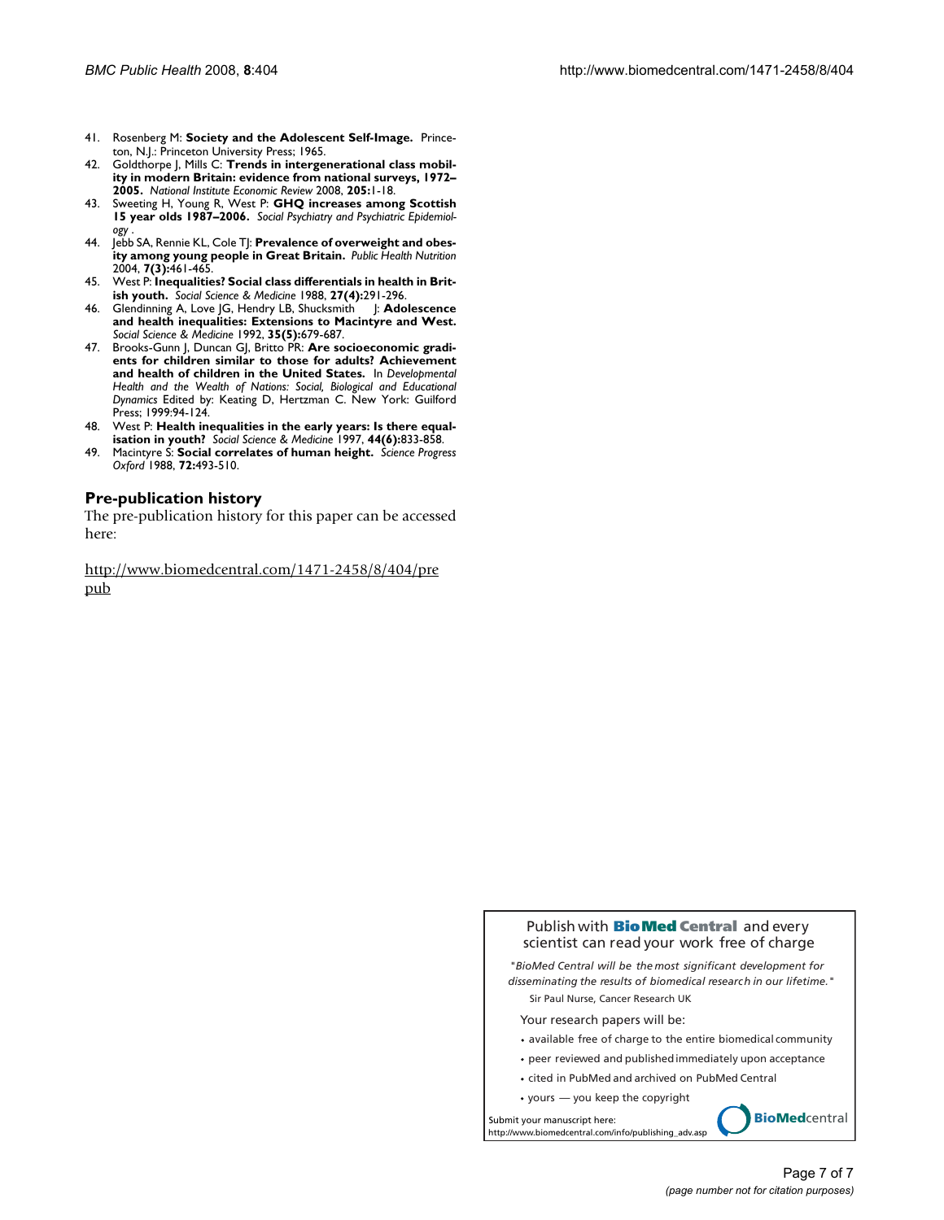41. Rosenberg M: **Society and the Adolescent Self-Image.** Princeton, N.J.: Princeton University Press; 1965.
42. Goldthorpe J, Mills C: **Trends in intergenerational class mobility in modern Britain: evidence from national surveys, 1972–2005.** *National Institute Economic Review* 2008, **205:**1-18.
43. Sweeting H, Young R, West P: **GHQ increases among Scottish 15 year olds 1987–2006.** *Social Psychiatry and Psychiatric Epidemiology* .
44. Jebb SA, Rennie KL, Cole TJ: **Prevalence of overweight and obesity among young people in Great Britain.** *Public Health Nutrition* 2004, **7(3):**461-465.
45. West P: **Inequalities? Social class differentials in health in British youth.** *Social Science & Medicine* 1988, **27(4):**291-296.
46. Glendinning A, Love JG, Hendry LB, Shucksmith J: **Adolescence and health inequalities: Extensions to Macintyre and West.** *Social Science & Medicine* 1992, **35(5):**679-687.
47. Brooks-Gunn J, Duncan GJ, Britto PR: **Are socioeconomic gradients for children similar to those for adults? Achievement and health of children in the United States.** In *Developmental Health and the Wealth of Nations: Social, Biological and Educational Dynamics* Edited by: Keating D, Hertzman C. New York: Guilford Press; 1999:94-124.
48. West P: **Health inequalities in the early years: Is there equalisation in youth?** *Social Science & Medicine* 1997, **44(6):**833-858.
49. Macintyre S: **Social correlates of human height.** *Science Progress Oxford* 1988, **72:**493-510.

## Pre-publication history

The pre-publication history for this paper can be accessed here:

http://www.biomedcentral.com/1471-2458/8/404/prepub

Publish with **BioMed Central** and every scientist can read your work free of charge

*"BioMed Central will be the most significant development for disseminating the results of biomedical research in our lifetime."*

Sir Paul Nurse, Cancer Research UK

Your research papers will be:

- available free of charge to the entire biomedical community
- peer reviewed and published immediately upon acceptance
- cited in PubMed and archived on PubMed Central
- yours — you keep the copyright

Submit your manuscript here:
http://www.biomedcentral.com/info/publishing_adv.asp

**BioMed**central